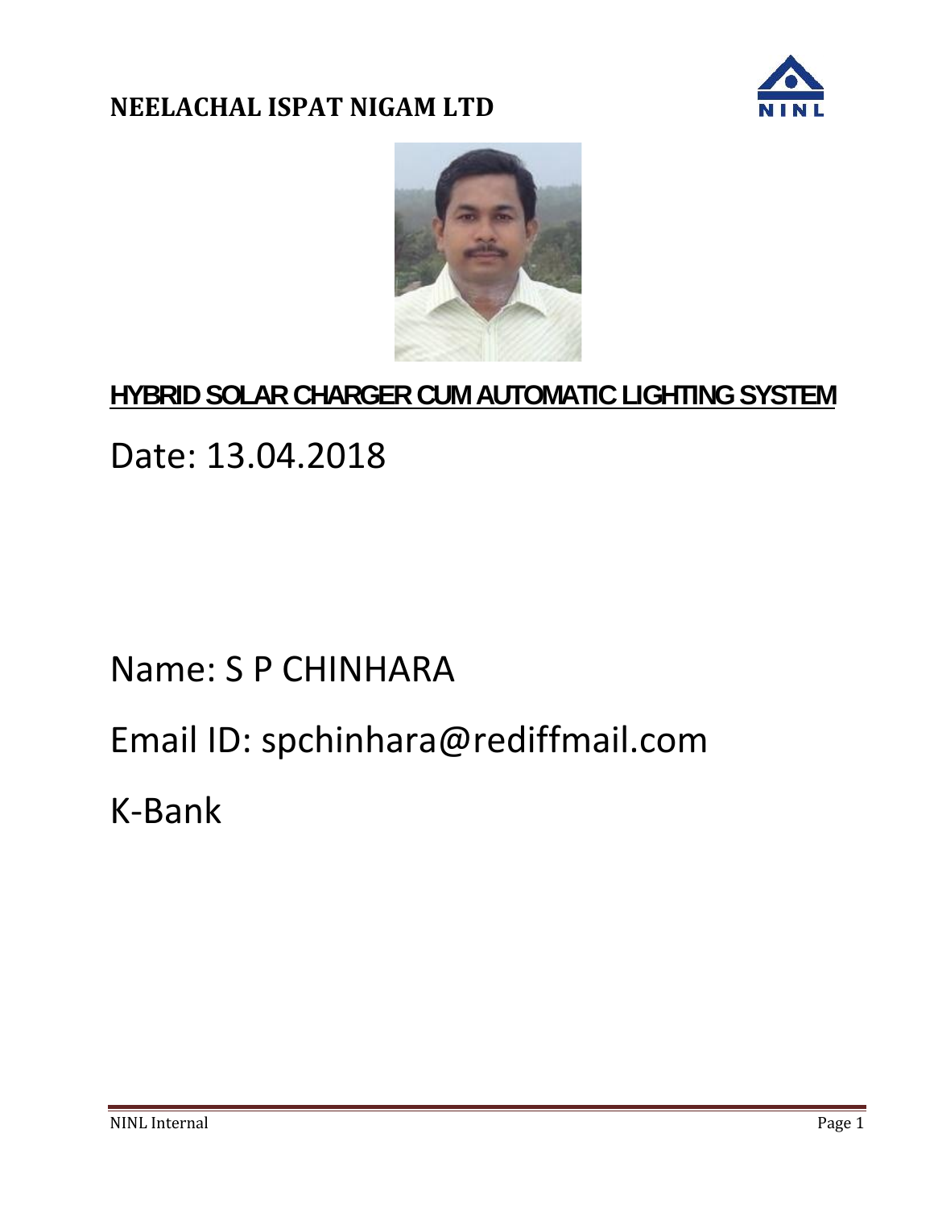# NEELACHAL ISPAT NIGAM LTD

## HYBRID SOLAR CHARGER CUM AUTOMATIC LIGHTING SYSTEM

Date: 13.04.2018

Name: S P CHINHARA

Email ID: spchinhara@rediffmail.com

K-Bank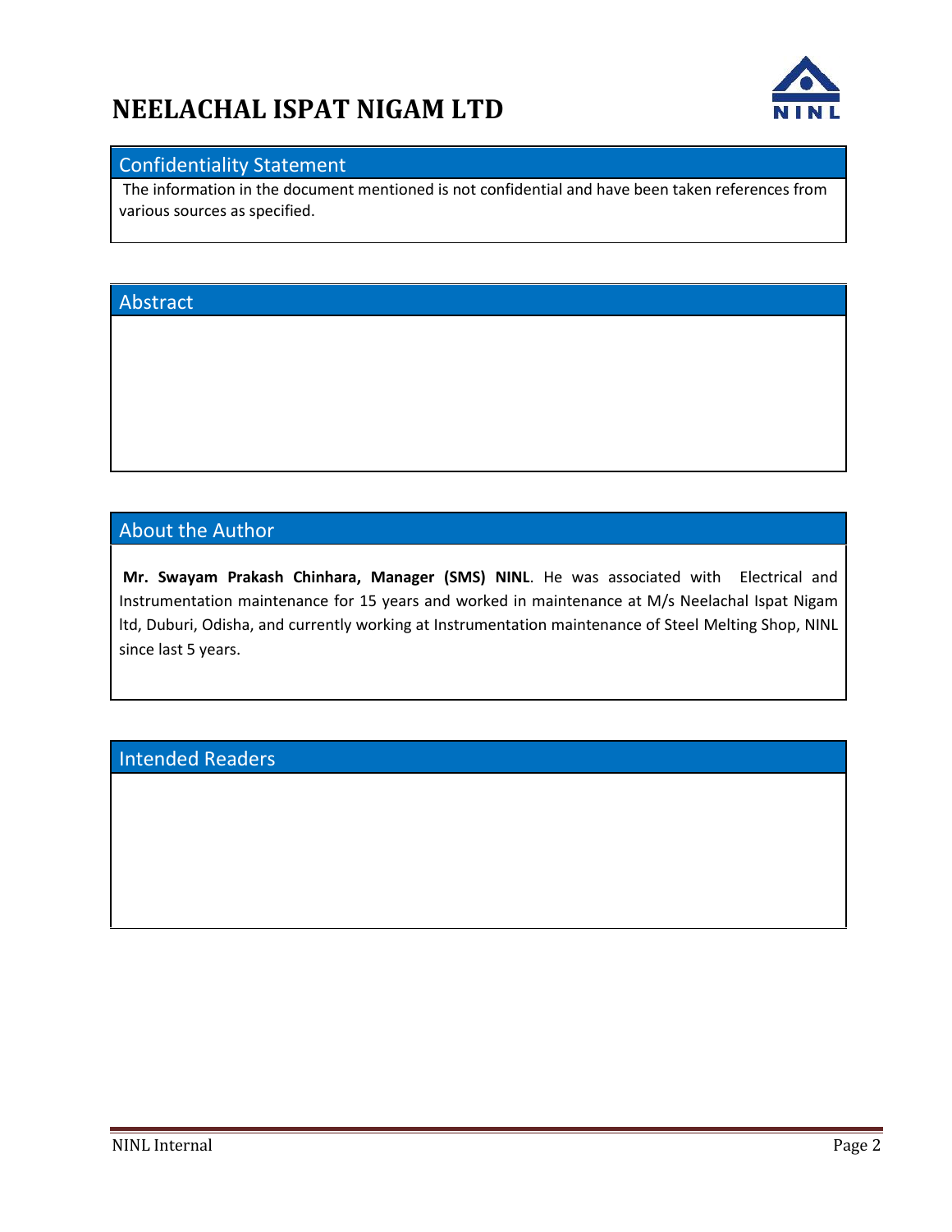# NEELACHAL ISPAT NIGAM LTD

## Confidentiality Statement

The information in the document mentioned is not confidential and have been taken references from various sources as specified.

## Abstract

## About the Author

**Mr. Swayam Prakash Chinhara, Manager (SMS) NINL**. He was associated with Electrical and Instrumentation maintenance for 15 years and worked in maintenance at M/s Neelachal Ispat Nigam ltd, Duburi, Odisha, and currently working at Instrumentation maintenance of Steel Melting Shop, NINL since last 5 years.

## Intended Readers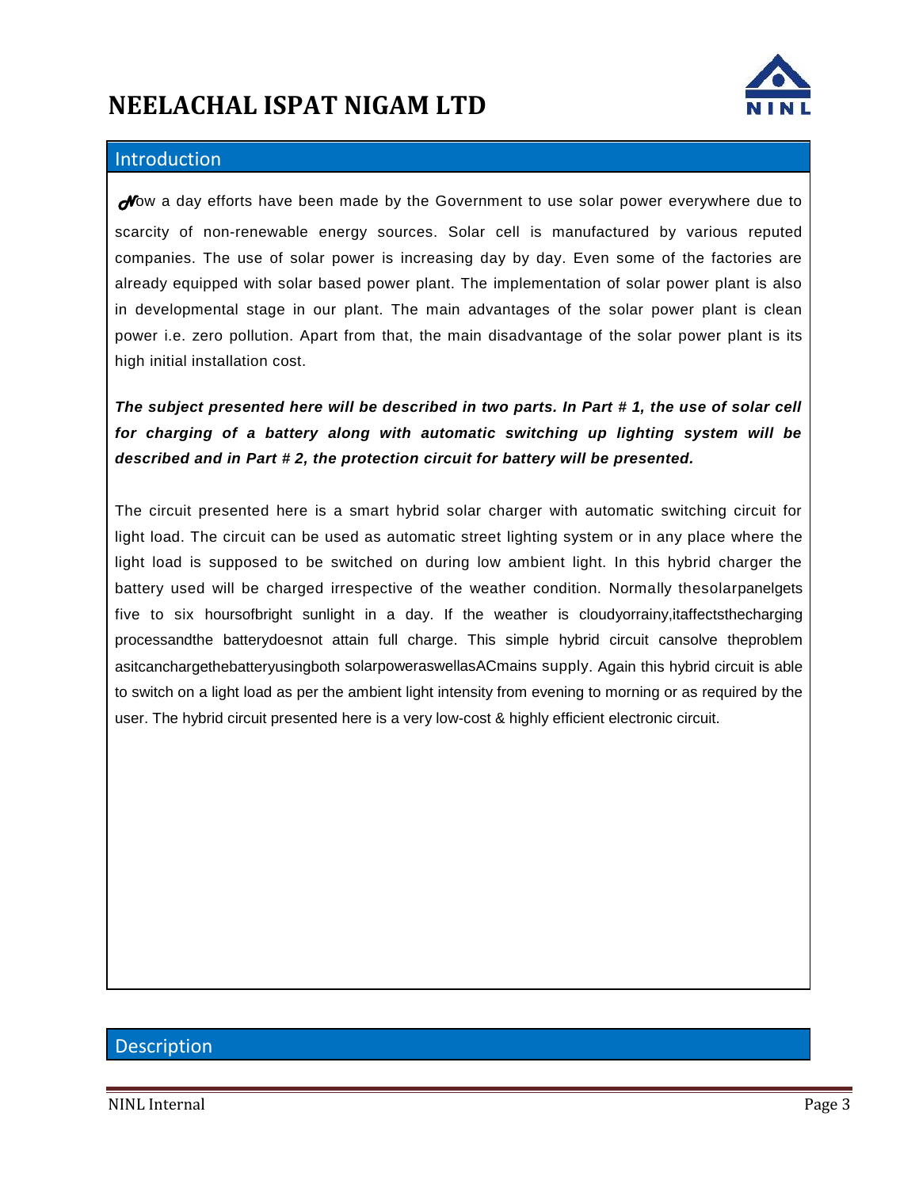# NEELACHAL ISPAT NIGAM LTD

## Introduction

Now a day efforts have been made by the Government to use solar power everywhere due to scarcity of non-renewable energy sources. Solar cell is manufactured by various reputed companies. The use of solar power is increasing day by day. Even some of the factories are already equipped with solar based power plant. The implementation of solar power plant is also in developmental stage in our plant. The main advantages of the solar power plant is clean power i.e. zero pollution. Apart from that, the main disadvantage of the solar power plant is its high initial installation cost.

***The subject presented here will be described in two parts. In Part # 1, the use of solar cell for charging of a battery along with automatic switching up lighting system will be described and in Part # 2, the protection circuit for battery will be presented.***

The circuit presented here is a smart hybrid solar charger with automatic switching circuit for light load. The circuit can be used as automatic street lighting system or in any place where the light load is supposed to be switched on during low ambient light. In this hybrid charger the battery used will be charged irrespective of the weather condition. Normally thesolarpanelgets five to six hoursofbright sunlight in a day. If the weather is cloudyorrainy,itaffectsthecharging processandthe batterydoesnot attain full charge. This simple hybrid circuit cansolve theproblem asitcanchargethebatteryusingboth solarpoweraswellasACmains supply. Again this hybrid circuit is able to switch on a light load as per the ambient light intensity from evening to morning or as required by the user. The hybrid circuit presented here is a very low-cost & highly efficient electronic circuit.

## Description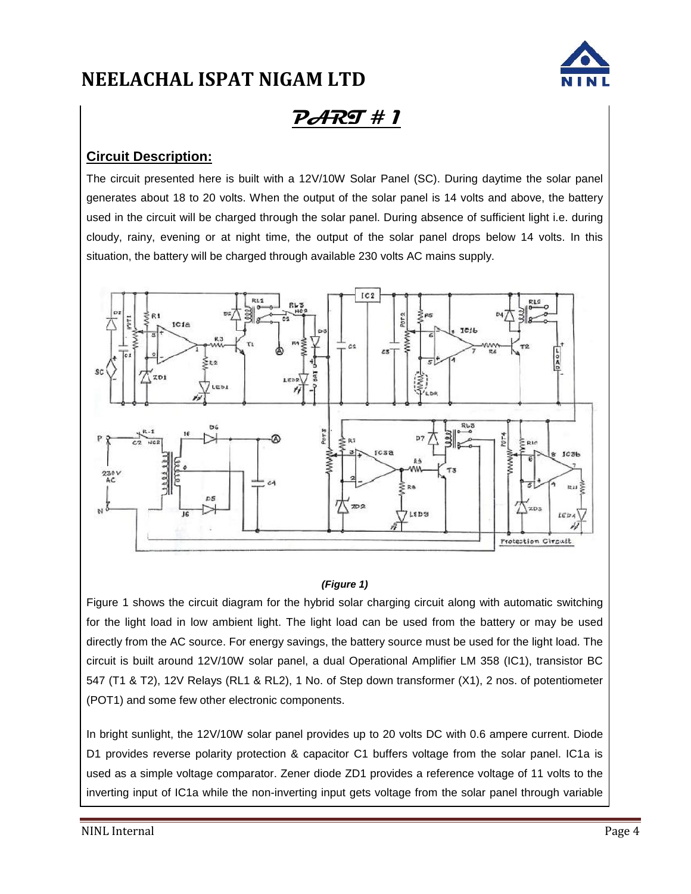# PART # 1

## Circuit Description:

The circuit presented here is built with a 12V/10W Solar Panel (SC). During daytime the solar panel generates about 18 to 20 volts. When the output of the solar panel is 14 volts and above, the battery used in the circuit will be charged through the solar panel. During absence of sufficient light i.e. during cloudy, rainy, evening or at night time, the output of the solar panel drops below 14 volts. In this situation, the battery will be charged through available 230 volts AC mains supply.

***(Figure 1)***

Figure 1 shows the circuit diagram for the hybrid solar charging circuit along with automatic switching for the light load in low ambient light. The light load can be used from the battery or may be used directly from the AC source. For energy savings, the battery source must be used for the light load. The circuit is built around 12V/10W solar panel, a dual Operational Amplifier LM 358 (IC1), transistor BC 547 (T1 & T2), 12V Relays (RL1 & RL2), 1 No. of Step down transformer (X1), 2 nos. of potentiometer (POT1) and some few other electronic components.

In bright sunlight, the 12V/10W solar panel provides up to 20 volts DC with 0.6 ampere current. Diode D1 provides reverse polarity protection & capacitor C1 buffers voltage from the solar panel. IC1a is used as a simple voltage comparator. Zener diode ZD1 provides a reference voltage of 11 volts to the inverting input of IC1a while the non-inverting input gets voltage from the solar panel through variable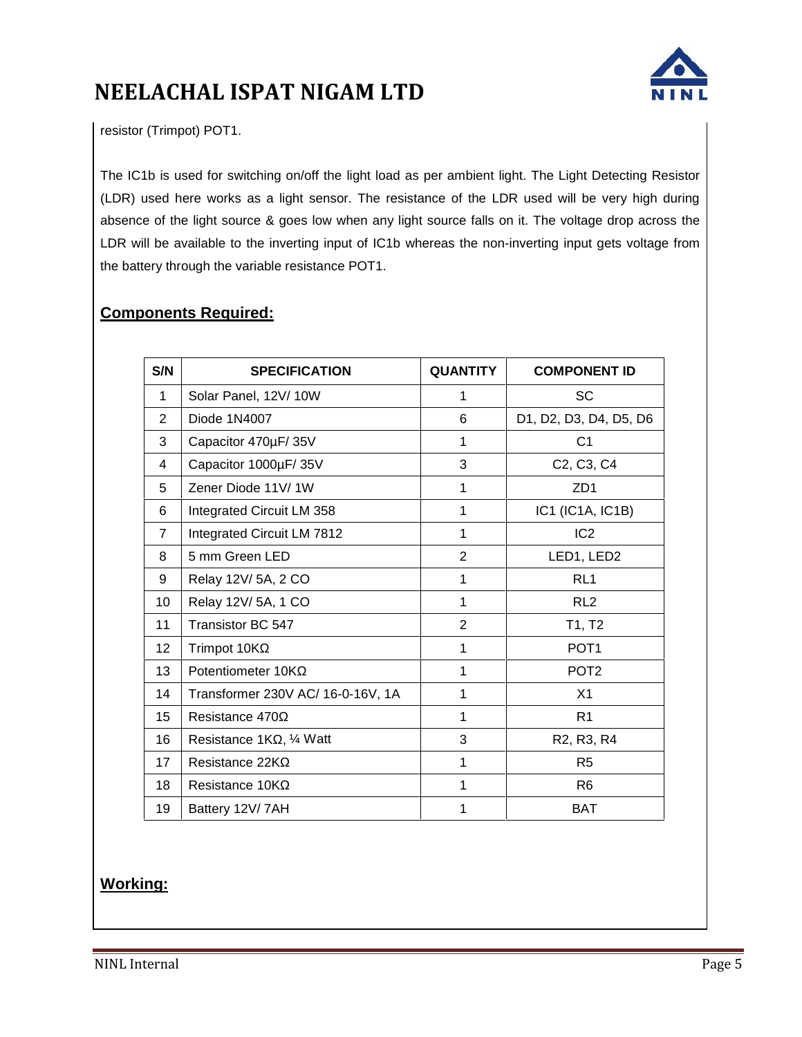resistor (Trimpot) POT1.

The IC1b is used for switching on/off the light load as per ambient light. The Light Detecting Resistor (LDR) used here works as a light sensor. The resistance of the LDR used will be very high during absence of the light source & goes low when any light source falls on it. The voltage drop across the LDR will be available to the inverting input of IC1b whereas the non-inverting input gets voltage from the battery through the variable resistance POT1.

## Components Required:

| S/N | SPECIFICATION | QUANTITY | COMPONENT ID |
|---|---|---|---|
| 1 | Solar Panel, 12V/ 10W | 1 | SC |
| 2 | Diode 1N4007 | 6 | D1, D2, D3, D4, D5, D6 |
| 3 | Capacitor 470µF/ 35V | 1 | C1 |
| 4 | Capacitor 1000µF/ 35V | 3 | C2, C3, C4 |
| 5 | Zener Diode 11V/ 1W | 1 | ZD1 |
| 6 | Integrated Circuit LM 358 | 1 | IC1 (IC1A, IC1B) |
| 7 | Integrated Circuit LM 7812 | 1 | IC2 |
| 8 | 5 mm Green LED | 2 | LED1, LED2 |
| 9 | Relay 12V/ 5A, 2 CO | 1 | RL1 |
| 10 | Relay 12V/ 5A, 1 CO | 1 | RL2 |
| 11 | Transistor BC 547 | 2 | T1, T2 |
| 12 | Trimpot 10KΩ | 1 | POT1 |
| 13 | Potentiometer 10KΩ | 1 | POT2 |
| 14 | Transformer 230V AC/ 16-0-16V, 1A | 1 | X1 |
| 15 | Resistance 470Ω | 1 | R1 |
| 16 | Resistance 1KΩ, ¼ Watt | 3 | R2, R3, R4 |
| 17 | Resistance 22KΩ | 1 | R5 |
| 18 | Resistance 10KΩ | 1 | R6 |
| 19 | Battery 12V/ 7AH | 1 | BAT |

## Working: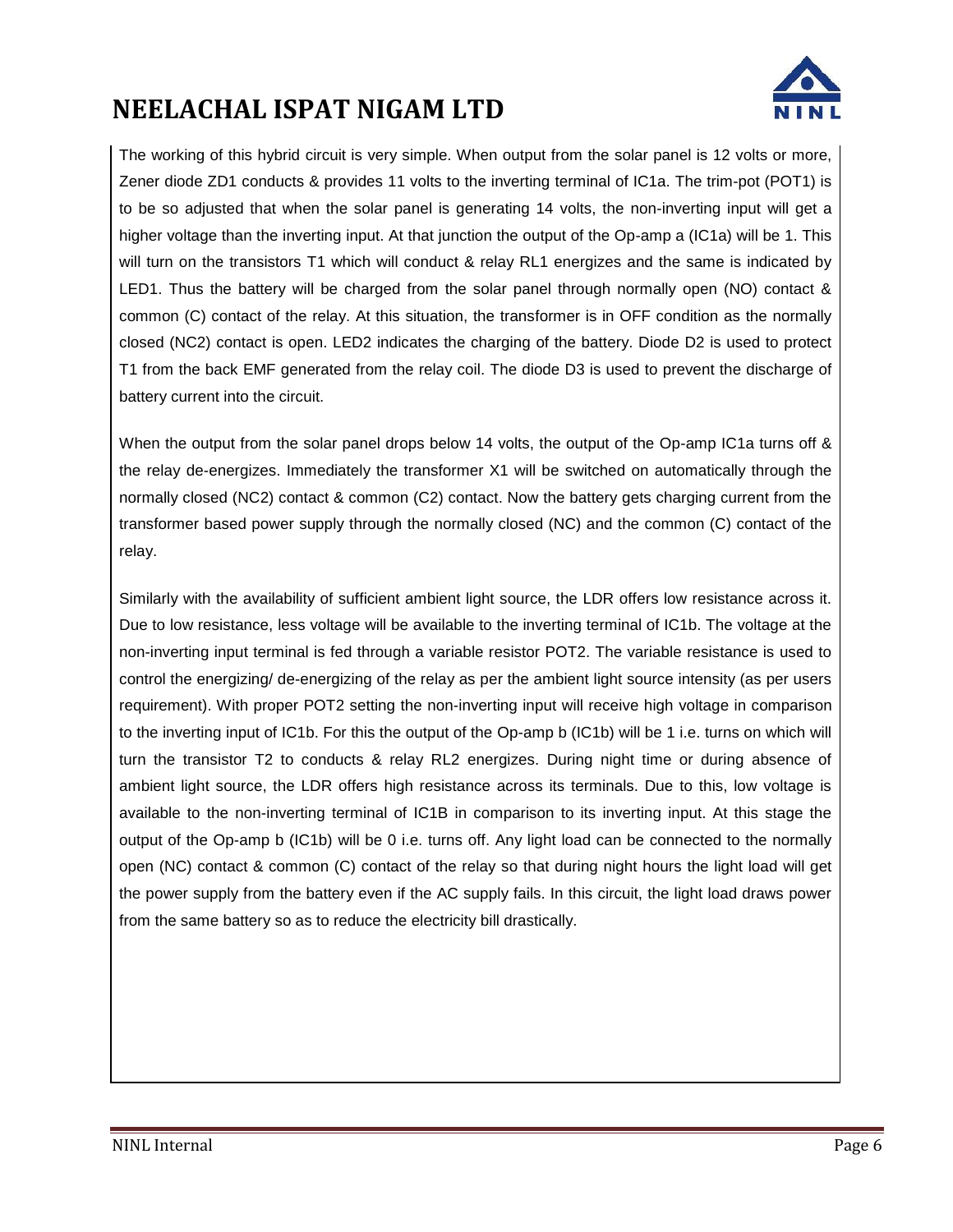The working of this hybrid circuit is very simple. When output from the solar panel is 12 volts or more, Zener diode ZD1 conducts & provides 11 volts to the inverting terminal of IC1a. The trim-pot (POT1) is to be so adjusted that when the solar panel is generating 14 volts, the non-inverting input will get a higher voltage than the inverting input. At that junction the output of the Op-amp a (IC1a) will be 1. This will turn on the transistors T1 which will conduct & relay RL1 energizes and the same is indicated by LED1. Thus the battery will be charged from the solar panel through normally open (NO) contact & common (C) contact of the relay. At this situation, the transformer is in OFF condition as the normally closed (NC2) contact is open. LED2 indicates the charging of the battery. Diode D2 is used to protect T1 from the back EMF generated from the relay coil. The diode D3 is used to prevent the discharge of battery current into the circuit.

When the output from the solar panel drops below 14 volts, the output of the Op-amp IC1a turns off & the relay de-energizes. Immediately the transformer X1 will be switched on automatically through the normally closed (NC2) contact & common (C2) contact. Now the battery gets charging current from the transformer based power supply through the normally closed (NC) and the common (C) contact of the relay.

Similarly with the availability of sufficient ambient light source, the LDR offers low resistance across it. Due to low resistance, less voltage will be available to the inverting terminal of IC1b. The voltage at the non-inverting input terminal is fed through a variable resistor POT2. The variable resistance is used to control the energizing/ de-energizing of the relay as per the ambient light source intensity (as per users requirement). With proper POT2 setting the non-inverting input will receive high voltage in comparison to the inverting input of IC1b. For this the output of the Op-amp b (IC1b) will be 1 i.e. turns on which will turn the transistor T2 to conducts & relay RL2 energizes. During night time or during absence of ambient light source, the LDR offers high resistance across its terminals. Due to this, low voltage is available to the non-inverting terminal of IC1B in comparison to its inverting input. At this stage the output of the Op-amp b (IC1b) will be 0 i.e. turns off. Any light load can be connected to the normally open (NC) contact & common (C) contact of the relay so that during night hours the light load will get the power supply from the battery even if the AC supply fails. In this circuit, the light load draws power from the same battery so as to reduce the electricity bill drastically.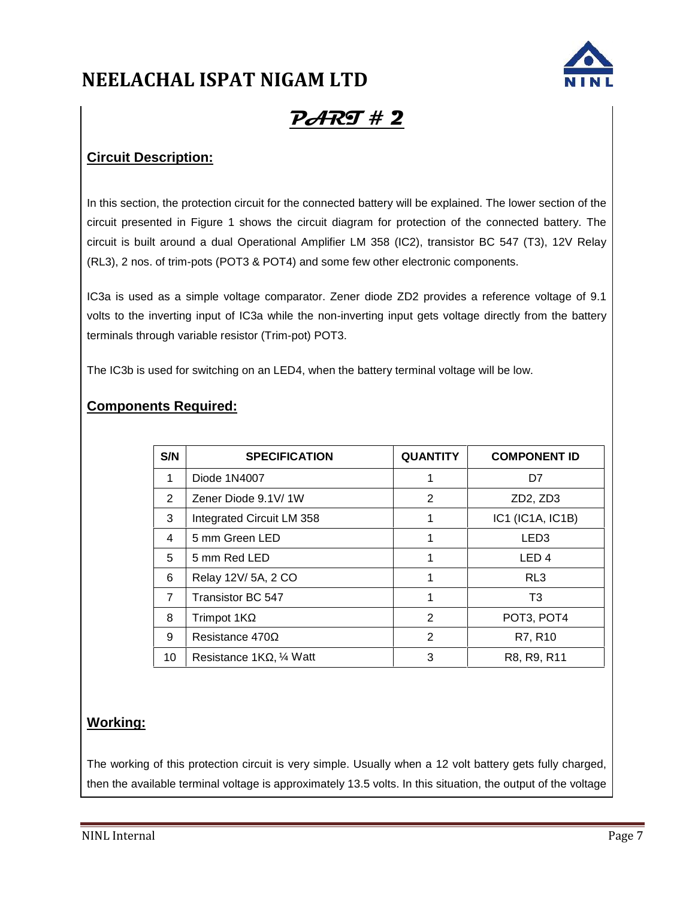# PART # 2

## Circuit Description:

In this section, the protection circuit for the connected battery will be explained. The lower section of the circuit presented in Figure 1 shows the circuit diagram for protection of the connected battery. The circuit is built around a dual Operational Amplifier LM 358 (IC2), transistor BC 547 (T3), 12V Relay (RL3), 2 nos. of trim-pots (POT3 & POT4) and some few other electronic components.

IC3a is used as a simple voltage comparator. Zener diode ZD2 provides a reference voltage of 9.1 volts to the inverting input of IC3a while the non-inverting input gets voltage directly from the battery terminals through variable resistor (Trim-pot) POT3.

The IC3b is used for switching on an LED4, when the battery terminal voltage will be low.

## Components Required:

| S/N | SPECIFICATION | QUANTITY | COMPONENT ID |
|---|---|---|---|
| 1 | Diode 1N4007 | 1 | D7 |
| 2 | Zener Diode 9.1V/ 1W | 2 | ZD2, ZD3 |
| 3 | Integrated Circuit LM 358 | 1 | IC1 (IC1A, IC1B) |
| 4 | 5 mm Green LED | 1 | LED3 |
| 5 | 5 mm Red LED | 1 | LED 4 |
| 6 | Relay 12V/ 5A, 2 CO | 1 | RL3 |
| 7 | Transistor BC 547 | 1 | T3 |
| 8 | Trimpot 1KΩ | 2 | POT3, POT4 |
| 9 | Resistance 470Ω | 2 | R7, R10 |
| 10 | Resistance 1KΩ, ¼ Watt | 3 | R8, R9, R11 |

## Working:

The working of this protection circuit is very simple. Usually when a 12 volt battery gets fully charged, then the available terminal voltage is approximately 13.5 volts. In this situation, the output of the voltage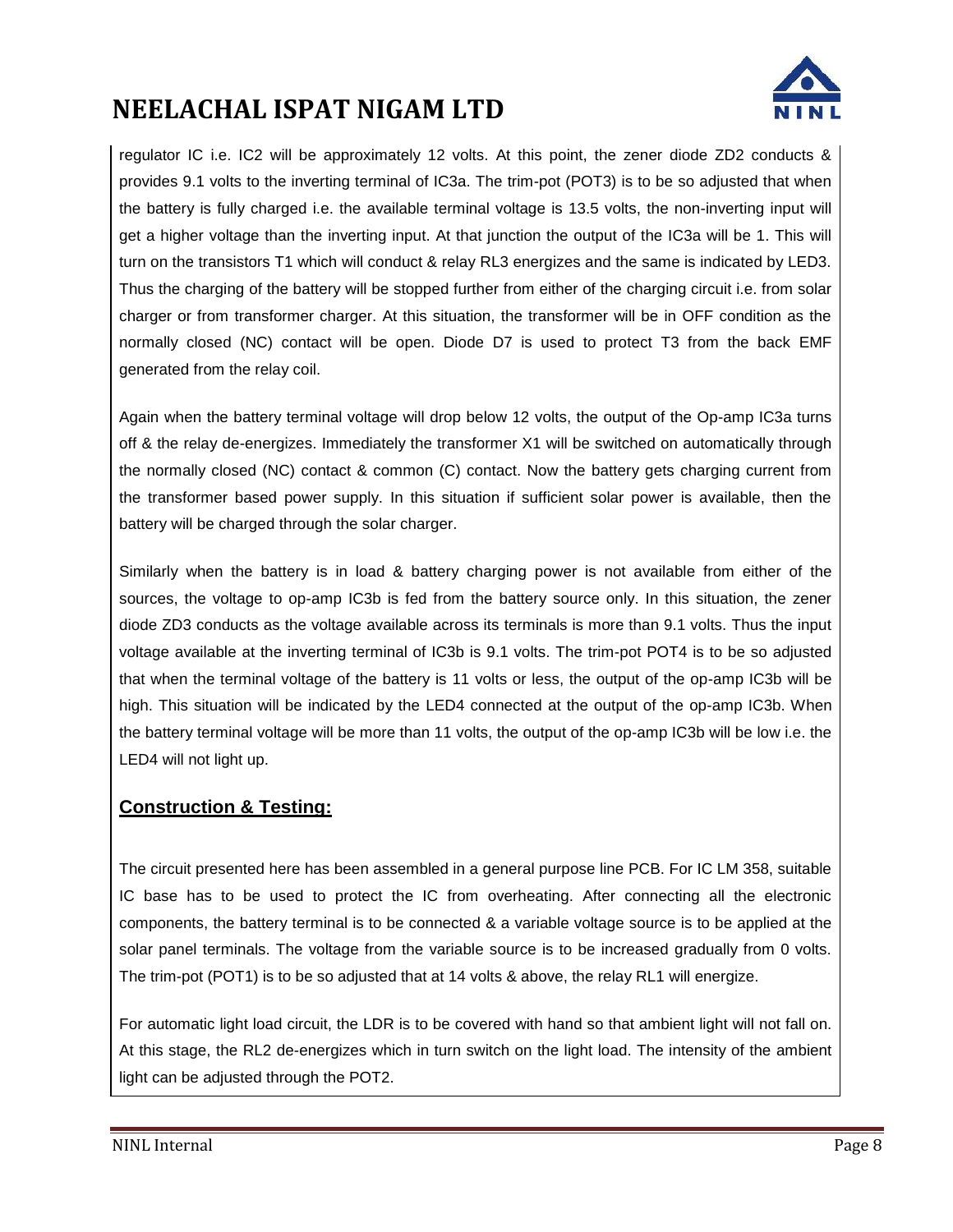regulator IC i.e. IC2 will be approximately 12 volts. At this point, the zener diode ZD2 conducts & provides 9.1 volts to the inverting terminal of IC3a. The trim-pot (POT3) is to be so adjusted that when the battery is fully charged i.e. the available terminal voltage is 13.5 volts, the non-inverting input will get a higher voltage than the inverting input. At that junction the output of the IC3a will be 1. This will turn on the transistors T1 which will conduct & relay RL3 energizes and the same is indicated by LED3. Thus the charging of the battery will be stopped further from either of the charging circuit i.e. from solar charger or from transformer charger. At this situation, the transformer will be in OFF condition as the normally closed (NC) contact will be open. Diode D7 is used to protect T3 from the back EMF generated from the relay coil.

Again when the battery terminal voltage will drop below 12 volts, the output of the Op-amp IC3a turns off & the relay de-energizes. Immediately the transformer X1 will be switched on automatically through the normally closed (NC) contact & common (C) contact. Now the battery gets charging current from the transformer based power supply. In this situation if sufficient solar power is available, then the battery will be charged through the solar charger.

Similarly when the battery is in load & battery charging power is not available from either of the sources, the voltage to op-amp IC3b is fed from the battery source only. In this situation, the zener diode ZD3 conducts as the voltage available across its terminals is more than 9.1 volts. Thus the input voltage available at the inverting terminal of IC3b is 9.1 volts. The trim-pot POT4 is to be so adjusted that when the terminal voltage of the battery is 11 volts or less, the output of the op-amp IC3b will be high. This situation will be indicated by the LED4 connected at the output of the op-amp IC3b. When the battery terminal voltage will be more than 11 volts, the output of the op-amp IC3b will be low i.e. the LED4 will not light up.

## Construction & Testing:

The circuit presented here has been assembled in a general purpose line PCB. For IC LM 358, suitable IC base has to be used to protect the IC from overheating. After connecting all the electronic components, the battery terminal is to be connected & a variable voltage source is to be applied at the solar panel terminals. The voltage from the variable source is to be increased gradually from 0 volts. The trim-pot (POT1) is to be so adjusted that at 14 volts & above, the relay RL1 will energize.

For automatic light load circuit, the LDR is to be covered with hand so that ambient light will not fall on. At this stage, the RL2 de-energizes which in turn switch on the light load. The intensity of the ambient light can be adjusted through the POT2.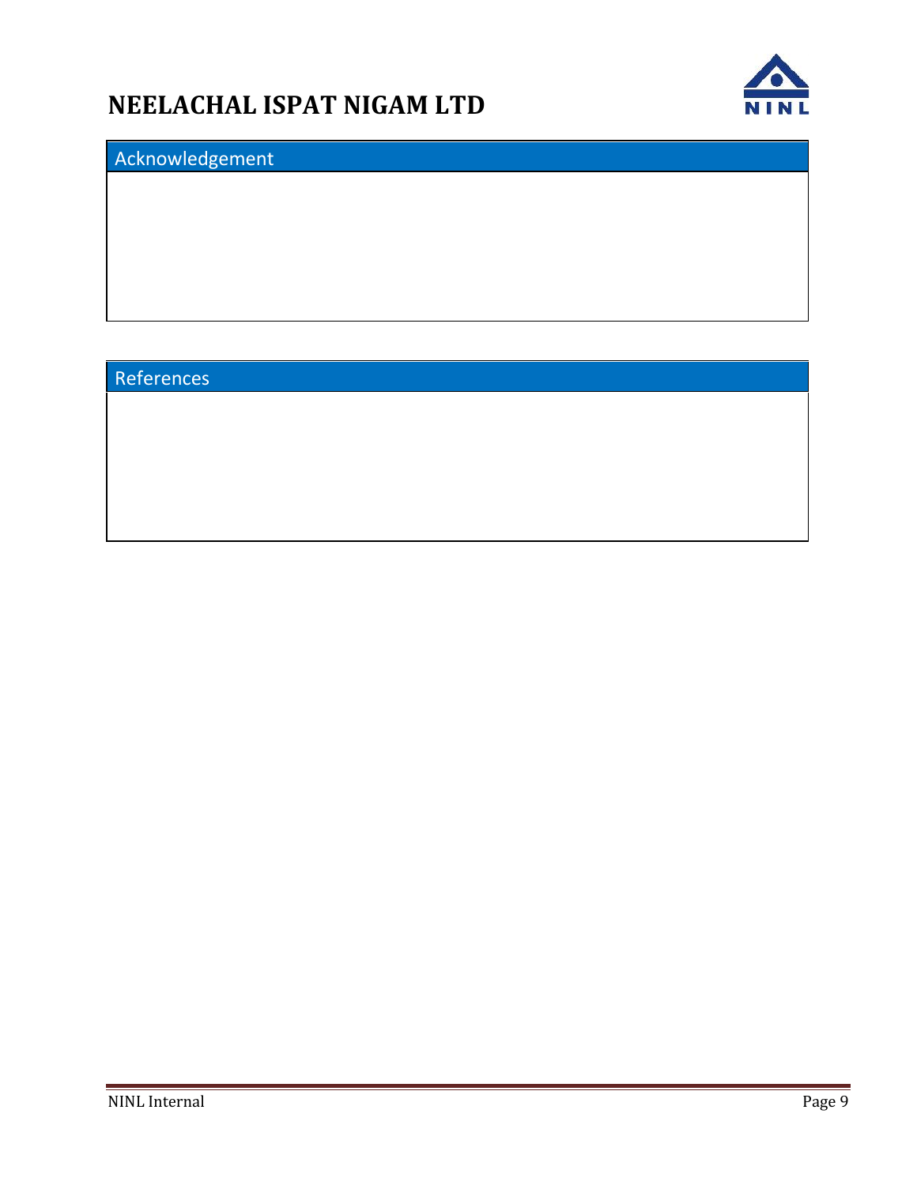## Acknowledgement

## References